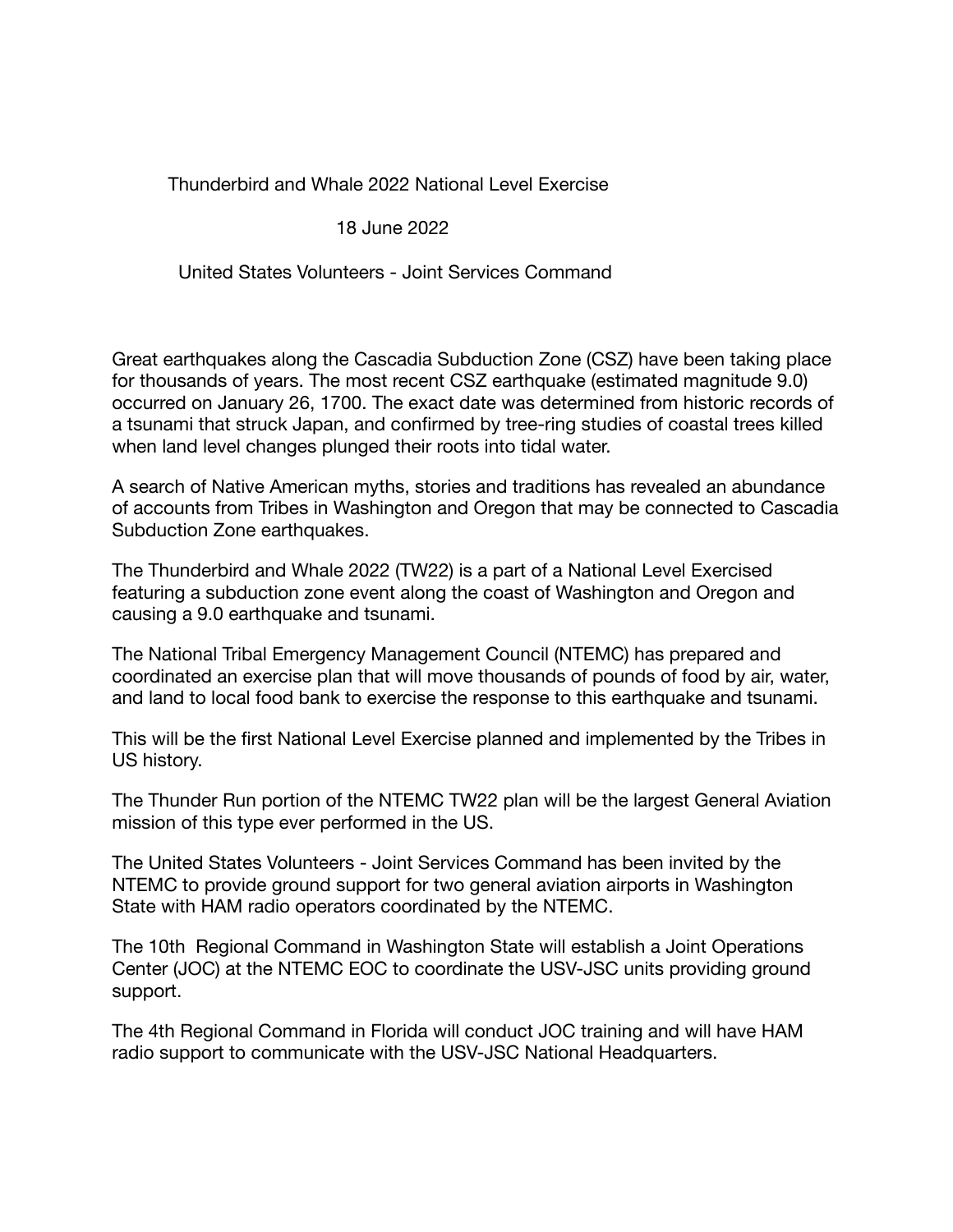# Thunderbird and Whale 2022 National Level Exercise

18 June 2022

United States Volunteers - Joint Services Command

Great earthquakes along the Cascadia Subduction Zone (CSZ) have been taking place for thousands of years. The most recent CSZ earthquake (estimated magnitude 9.0) occurred on January 26, 1700. The exact date was determined from historic records of a tsunami that struck Japan, and confirmed by tree-ring studies of coastal trees killed when land level changes plunged their roots into tidal water.

A search of Native American myths, stories and traditions has revealed an abundance of accounts from Tribes in Washington and Oregon that may be connected to Cascadia Subduction Zone earthquakes.

The Thunderbird and Whale 2022 (TW22) is a part of a National Level Exercised featuring a subduction zone event along the coast of Washington and Oregon and causing a 9.0 earthquake and tsunami.

The National Tribal Emergency Management Council (NTEMC) has prepared and coordinated an exercise plan that will move thousands of pounds of food by air, water, and land to local food bank to exercise the response to this earthquake and tsunami.

This will be the first National Level Exercise planned and implemented by the Tribes in US history.

The Thunder Run portion of the NTEMC TW22 plan will be the largest General Aviation mission of this type ever performed in the US.

The United States Volunteers - Joint Services Command has been invited by the NTEMC to provide ground support for two general aviation airports in Washington State with HAM radio operators coordinated by the NTEMC.

The 10th Regional Command in Washington State will establish a Joint Operations Center (JOC) at the NTEMC EOC to coordinate the USV-JSC units providing ground support.

The 4th Regional Command in Florida will conduct JOC training and will have HAM radio support to communicate with the USV-JSC National Headquarters.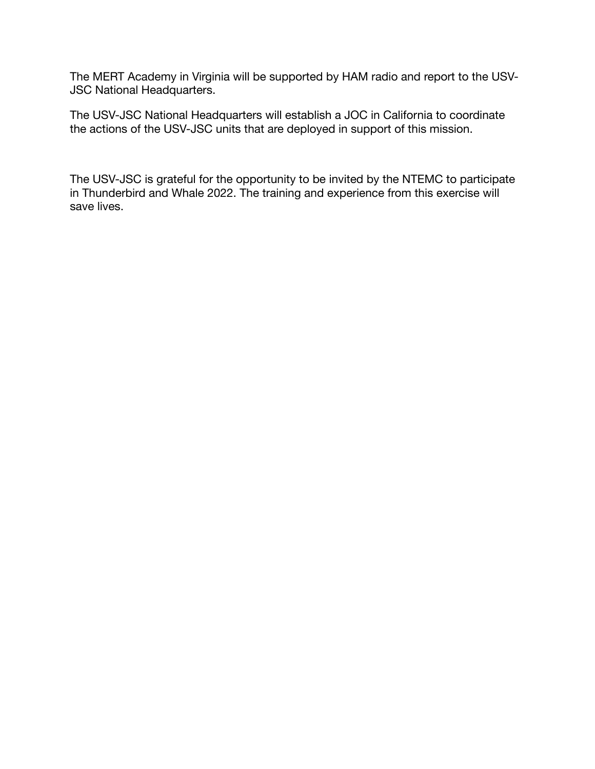The MERT Academy in Virginia will be supported by HAM radio and report to the USV-JSC National Headquarters.

The USV-JSC National Headquarters will establish a JOC in California to coordinate the actions of the USV-JSC units that are deployed in support of this mission.

The USV-JSC is grateful for the opportunity to be invited by the NTEMC to participate in Thunderbird and Whale 2022. The training and experience from this exercise will save lives.